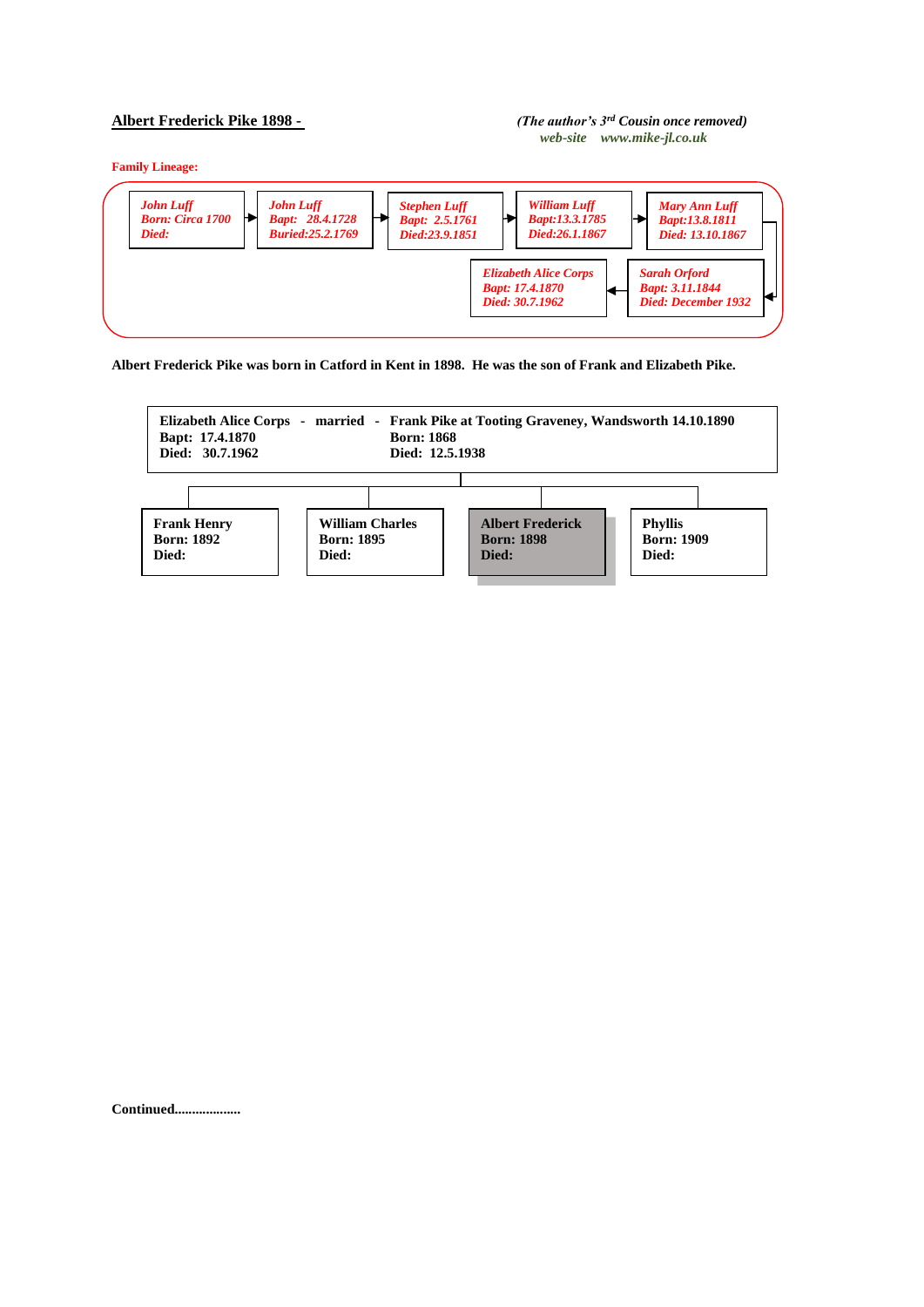## Albert Frederick Pike 1898 -

*(The author's 3rd Cousin once removed)*
*web-site www.mike-jl.co.uk*

**Family Lineage:**

*John Luff*
*Born: Circa 1700*
*Died:*

→ *John Luff*
*Bapt: 28.4.1728*
*Buried:25.2.1769*

→ *Stephen Luff*
*Bapt: 2.5.1761*
*Died:23.9.1851*

→ *William Luff*
*Bapt:13.3.1785*
*Died:26.1.1867*

→ *Mary Ann Luff*
*Bapt:13.8.1811*
*Died: 13.10.1867*

→ *Sarah Orford*
*Bapt: 3.11.1844*
*Died: December 1932*

→ *Elizabeth Alice Corps*
*Bapt: 17.4.1870*
*Died: 30.7.1962*

**Albert Frederick Pike was born in Catford in Kent in 1898. He was the son of Frank and Elizabeth Pike.**

**Elizabeth Alice Corps - married - Frank Pike at Tooting Graveney, Wandsworth 14.10.1890**

| Elizabeth Alice Corps | Frank Pike |
|---|---|
| Bapt: 17.4.1870 | Born: 1868 |
| Died: 30.7.1962 | Died: 12.5.1938 |

| Frank Henry | William Charles | Albert Frederick | Phyllis |
|---|---|---|---|
| Born: 1892 | Born: 1895 | Born: 1898 | Born: 1909 |
| Died: | Died: | Died: | Died: |

**Continued...................**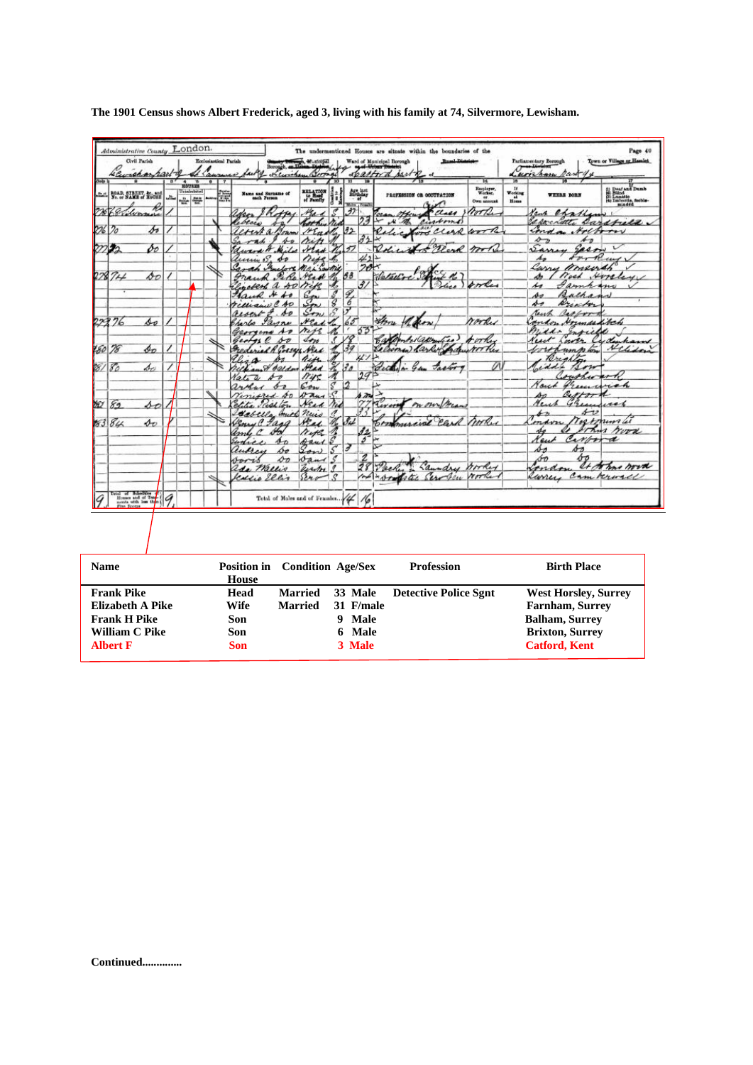The 1901 Census shows Albert Frederick, aged 3, living with his family at 74, Silvermore, Lewisham.

| Name | Position in House | Condition | Age/Sex | Profession | Birth Place |
|---|---|---|---|---|---|
| Frank Pike | Head | Married | 33 Male | Detective Police Sgnt | West Horsley, Surrey |
| Elizabeth A Pike | Wife | Married | 31 F/male | | Farnham, Surrey |
| Frank H Pike | Son | | 9 Male | | Balham, Surrey |
| William C Pike | Son | | 6 Male | | Brixton, Surrey |
| Albert F | Son | | 3 Male | | Catford, Kent |

Continued.............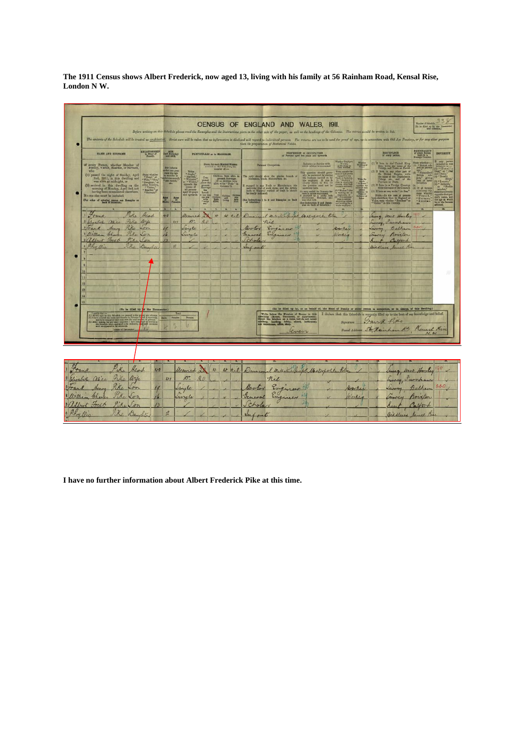**The 1911 Census shows Albert Frederick, now aged 13, living with his family at 56 Rainham Road, Kensal Rise, London N W.**

| | | | | | | | | | | | | | | |
|---|---|---|---|---|---|---|---|---|---|---|---|---|---|---|
| 1 | Frank Pike | Head | 43 | | Married | 20 | 4 | 4 | Nil | Domestic Butler Metropolitan Police | | | Surrey, West Horsley | |
| 2 | Elizabeth Alice Pike | Wife | | 41 | Do | 20 | | | | Nil | | | Surrey, Farnham | |
| 3 | Frank Henry Pike | Son | 19 | | Single | | | | | Motor Engineer | | Worker | Surrey, Balham | |
| 4 | William Charles Pike | Son | 16 | | Single | | | | | General Engineer | | Worker | Surrey, Brixton | |
| 5 | Albert Fredk Pike | Son | 13 | | | | | | | Scholar | | | Kent, Catford | |
| 6 | Phyllis Pike | Daughter | | 2 | | | | | | Infant | | | Middlesex, Kensal Rise | |

Signature: Frank Pike

Postal Address: 56 Rainham Rd, Kensal Rise N.W.

**I have no further information about Albert Frederick Pike at this time.**